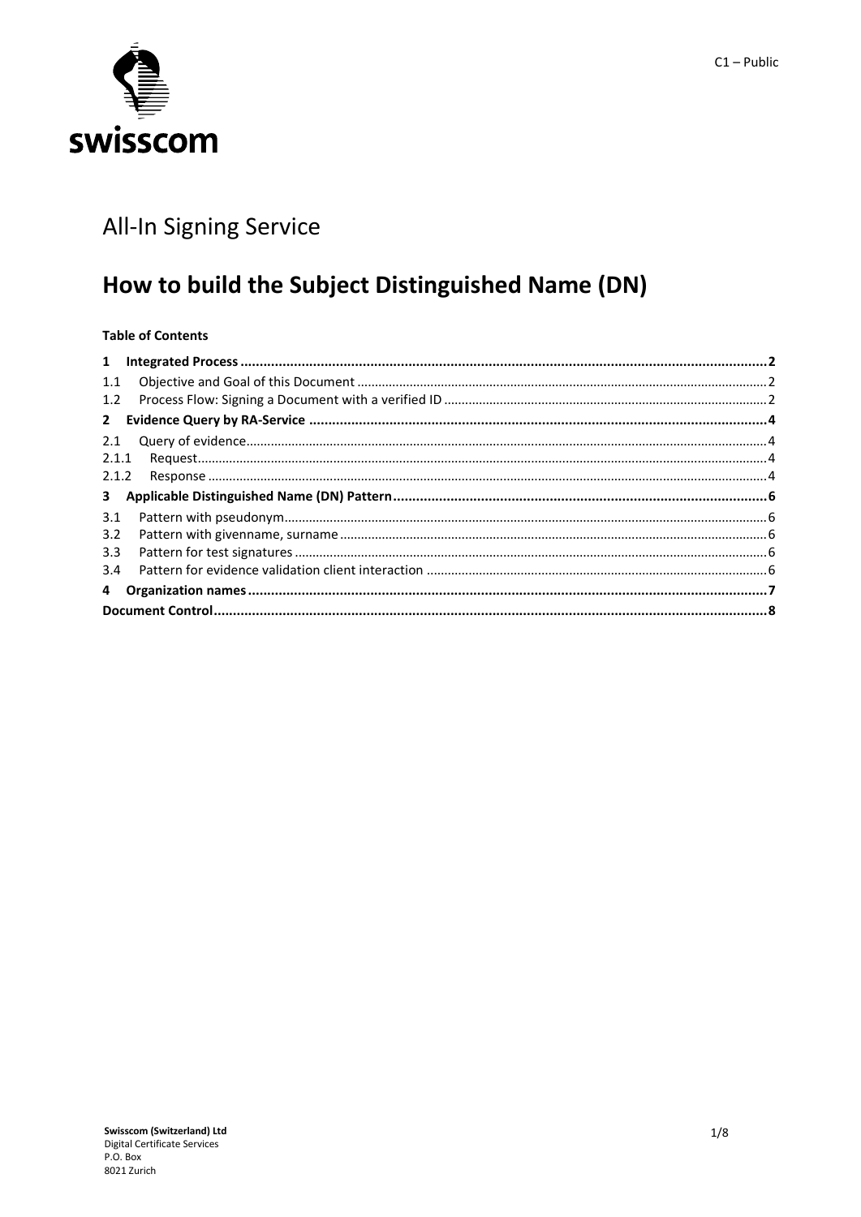C1 – Public

# All-In Signing Service

# How to build the Subject Distinguished Name (DN)

**Table of Contents**

| | | |
|---|---|---|
| **1** | **Integrated Process** | **2** |
| 1.1 | Objective and Goal of this Document | 2 |
| 1.2 | Process Flow: Signing a Document with a verified ID | 2 |
| **2** | **Evidence Query by RA-Service** | **4** |
| 2.1 | Query of evidence | 4 |
| 2.1.1 | Request | 4 |
| 2.1.2 | Response | 4 |
| **3** | **Applicable Distinguished Name (DN) Pattern** | **6** |
| 3.1 | Pattern with pseudonym | 6 |
| 3.2 | Pattern with givenname, surname | 6 |
| 3.3 | Pattern for test signatures | 6 |
| 3.4 | Pattern for evidence validation client interaction | 6 |
| **4** | **Organization names** | **7** |
| **Document Control** | | **8** |

**Swisscom (Switzerland) Ltd**
Digital Certificate Services
P.O. Box
8021 Zurich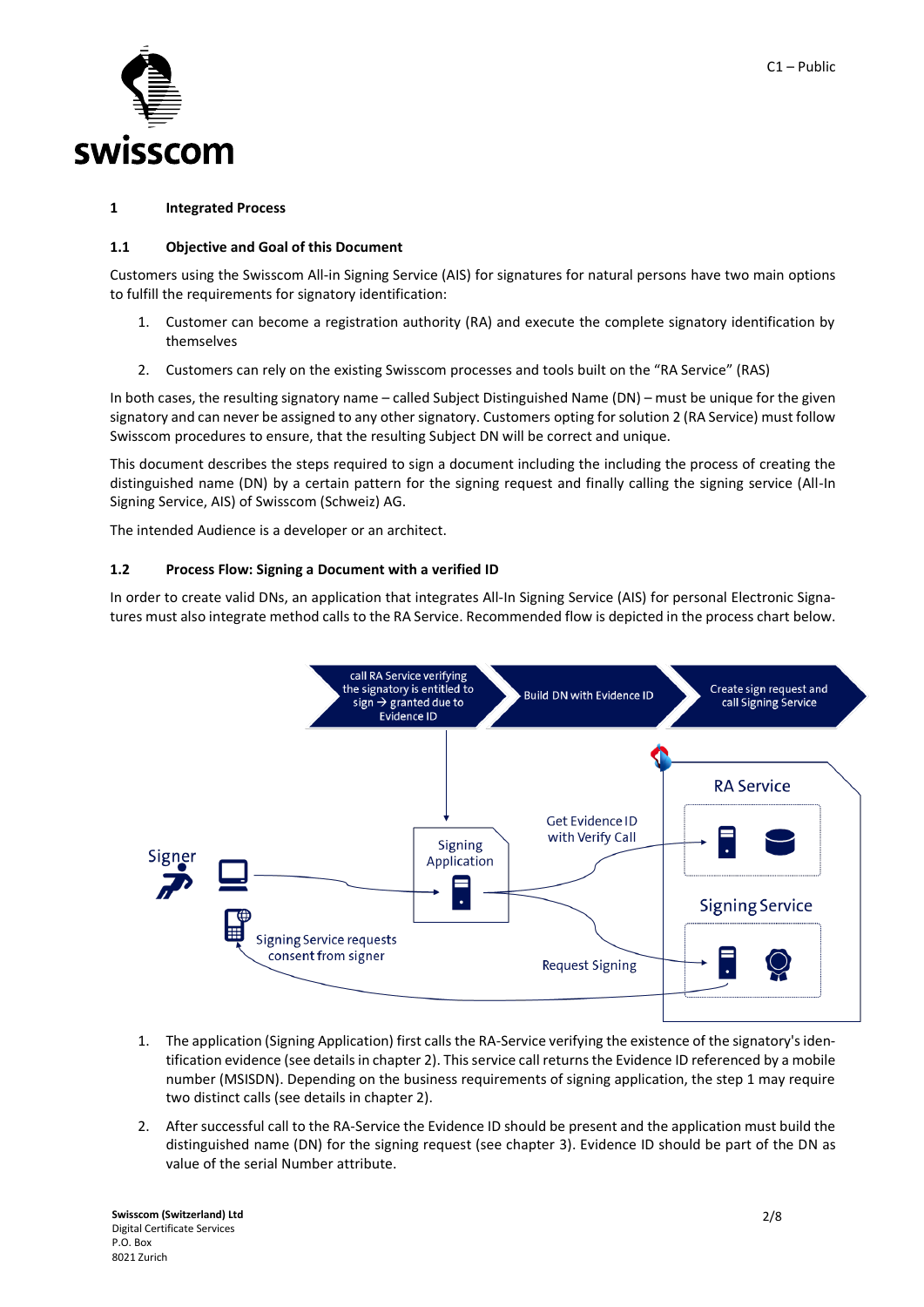# 1 Integrated Process

## 1.1 Objective and Goal of this Document

Customers using the Swisscom All-in Signing Service (AIS) for signatures for natural persons have two main options to fulfill the requirements for signatory identification:

1. Customer can become a registration authority (RA) and execute the complete signatory identification by themselves
2. Customers can rely on the existing Swisscom processes and tools built on the "RA Service" (RAS)

In both cases, the resulting signatory name – called Subject Distinguished Name (DN) – must be unique for the given signatory and can never be assigned to any other signatory. Customers opting for solution 2 (RA Service) must follow Swisscom procedures to ensure, that the resulting Subject DN will be correct and unique.

This document describes the steps required to sign a document including the including the process of creating the distinguished name (DN) by a certain pattern for the signing request and finally calling the signing service (All-In Signing Service, AIS) of Swisscom (Schweiz) AG.

The intended Audience is a developer or an architect.

## 1.2 Process Flow: Signing a Document with a verified ID

In order to create valid DNs, an application that integrates All-In Signing Service (AIS) for personal Electronic Signatures must also integrate method calls to the RA Service. Recommended flow is depicted in the process chart below.

1. The application (Signing Application) first calls the RA-Service verifying the existence of the signatory's identification evidence (see details in chapter 2). This service call returns the Evidence ID referenced by a mobile number (MSISDN). Depending on the business requirements of signing application, the step 1 may require two distinct calls (see details in chapter 2).
2. After successful call to the RA-Service the Evidence ID should be present and the application must build the distinguished name (DN) for the signing request (see chapter 3). Evidence ID should be part of the DN as value of the serial Number attribute.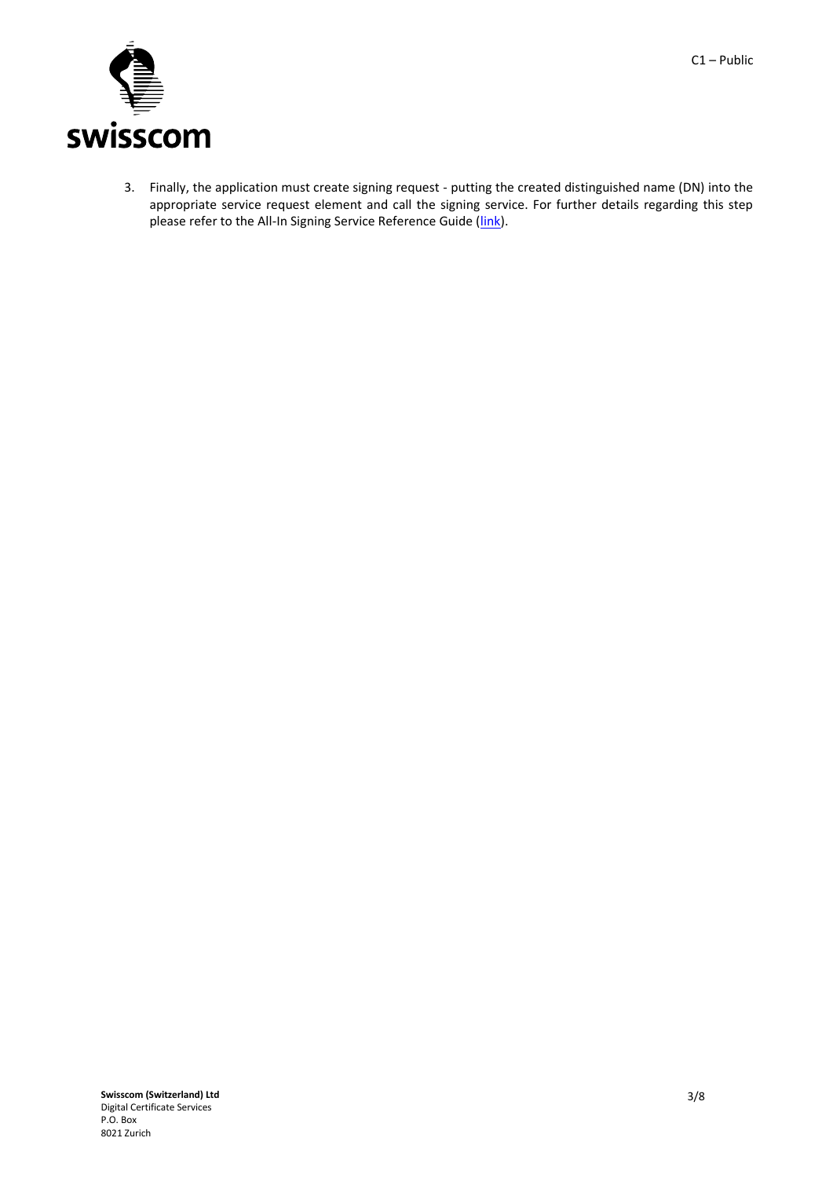3. Finally, the application must create signing request - putting the created distinguished name (DN) into the appropriate service request element and call the signing service. For further details regarding this step please refer to the All-In Signing Service Reference Guide (link).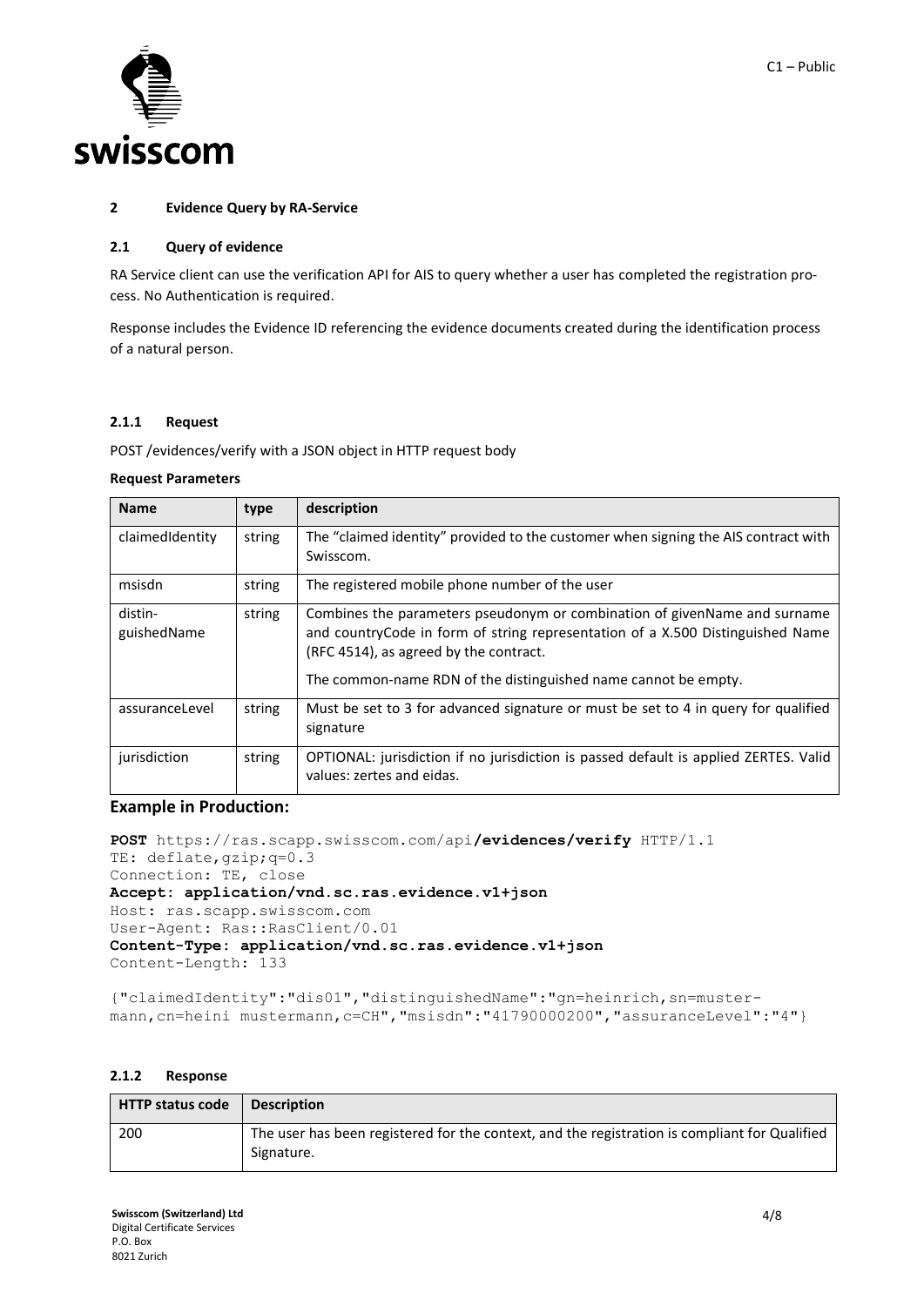## 2 Evidence Query by RA-Service

### 2.1 Query of evidence

RA Service client can use the verification API for AIS to query whether a user has completed the registration process. No Authentication is required.

Response includes the Evidence ID referencing the evidence documents created during the identification process of a natural person.

#### 2.1.1 Request

POST /evidences/verify with a JSON object in HTTP request body

**Request Parameters**

| Name | type | description |
|---|---|---|
| claimedIdentity | string | The "claimed identity" provided to the customer when signing the AIS contract with Swisscom. |
| msisdn | string | The registered mobile phone number of the user |
| distinguishedName | string | Combines the parameters pseudonym or combination of givenName and surname and countryCode in form of string representation of a X.500 Distinguished Name (RFC 4514), as agreed by the contract.<br><br>The common-name RDN of the distinguished name cannot be empty. |
| assuranceLevel | string | Must be set to 3 for advanced signature or must be set to 4 in query for qualified signature |
| jurisdiction | string | OPTIONAL: jurisdiction if no jurisdiction is passed default is applied ZERTES. Valid values: zertes and eidas. |

**Example in Production:**

```
POST https://ras.scapp.swisscom.com/api/evidences/verify HTTP/1.1
TE: deflate,gzip;q=0.3
Connection: TE, close
Accept: application/vnd.sc.ras.evidence.v1+json
Host: ras.scapp.swisscom.com
User-Agent: Ras::RasClient/0.01
Content-Type: application/vnd.sc.ras.evidence.v1+json
Content-Length: 133

{"claimedIdentity":"dis01","distinguishedName":"gn=heinrich,sn=mustermann,cn=heini mustermann,c=CH","msisdn":"41790000200","assuranceLevel":"4"}
```

#### 2.1.2 Response

| HTTP status code | Description |
|---|---|
| 200 | The user has been registered for the context, and the registration is compliant for Qualified Signature. |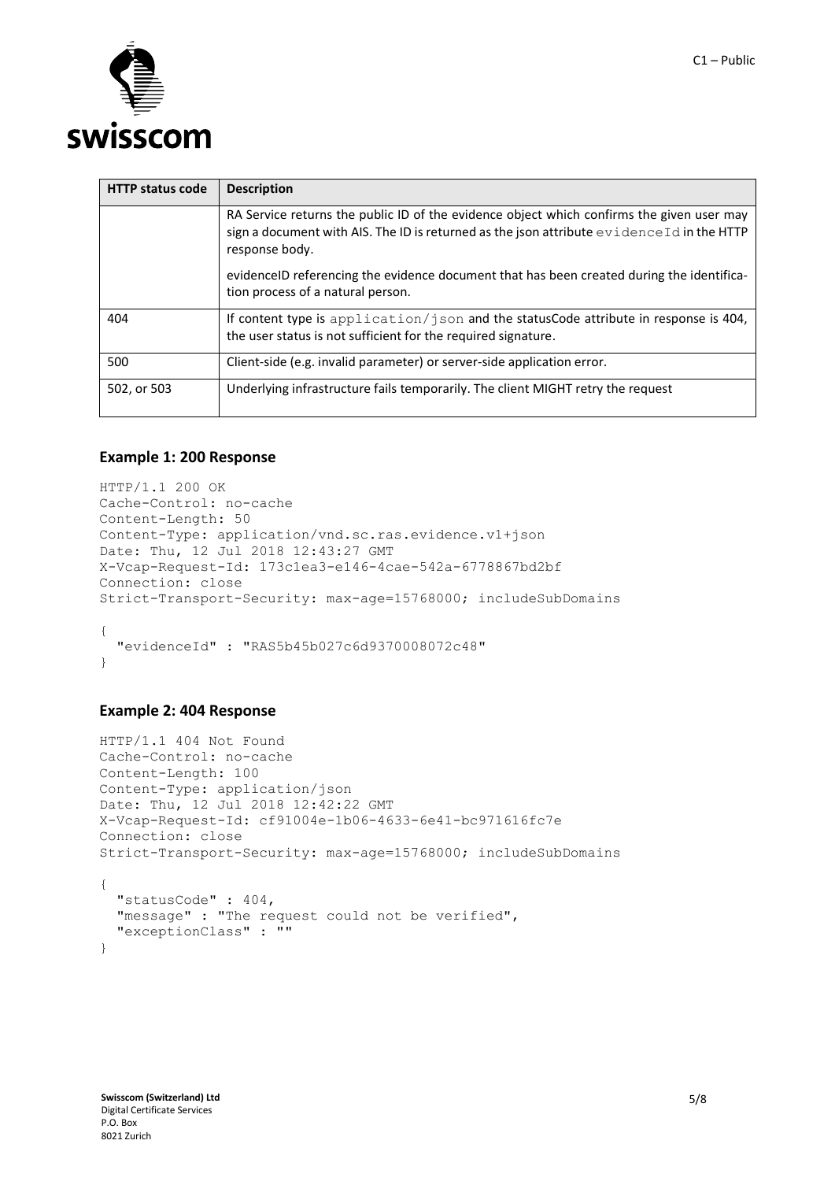| HTTP status code | Description |
|---|---|
| | RA Service returns the public ID of the evidence object which confirms the given user may sign a document with AIS. The ID is returned as the json attribute `evidenceId` in the HTTP response body.<br><br>evidenceID referencing the evidence document that has been created during the identification process of a natural person. |
| 404 | If content type is `application/json` and the statusCode attribute in response is 404, the user status is not sufficient for the required signature. |
| 500 | Client-side (e.g. invalid parameter) or server-side application error. |
| 502, or 503 | Underlying infrastructure fails temporarily. The client MIGHT retry the request |

### Example 1: 200 Response

```
HTTP/1.1 200 OK
Cache-Control: no-cache
Content-Length: 50
Content-Type: application/vnd.sc.ras.evidence.v1+json
Date: Thu, 12 Jul 2018 12:43:27 GMT
X-Vcap-Request-Id: 173c1ea3-e146-4cae-542a-6778867bd2bf
Connection: close
Strict-Transport-Security: max-age=15768000; includeSubDomains

{
  "evidenceId" : "RAS5b45b027c6d9370008072c48"
}
```

### Example 2: 404 Response

```
HTTP/1.1 404 Not Found
Cache-Control: no-cache
Content-Length: 100
Content-Type: application/json
Date: Thu, 12 Jul 2018 12:42:22 GMT
X-Vcap-Request-Id: cf91004e-1b06-4633-6e41-bc971616fc7e
Connection: close
Strict-Transport-Security: max-age=15768000; includeSubDomains

{
  "statusCode" : 404,
  "message" : "The request could not be verified",
  "exceptionClass" : ""
}
```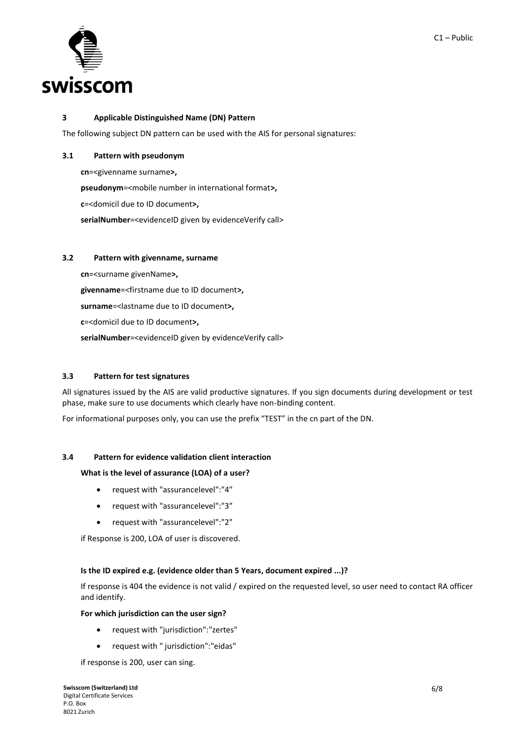## 3 Applicable Distinguished Name (DN) Pattern

The following subject DN pattern can be used with the AIS for personal signatures:

### 3.1 Pattern with pseudonym

**cn**=<givenname surname**>,**

**pseudonym**=<mobile number in international format**>,**

**c**=<domicil due to ID document**>,**

**serialNumber**=<evidenceID given by evidenceVerify call>

### 3.2 Pattern with givenname, surname

**cn**=<surname givenName**>,**

**givenname**=<firstname due to ID document**>,**

**surname**=<lastname due to ID document**>,**

**c**=<domicil due to ID document**>,**

**serialNumber**=<evidenceID given by evidenceVerify call>

### 3.3 Pattern for test signatures

All signatures issued by the AIS are valid productive signatures. If you sign documents during development or test phase, make sure to use documents which clearly have non-binding content.

For informational purposes only, you can use the prefix "TEST" in the cn part of the DN.

### 3.4 Pattern for evidence validation client interaction

**What is the level of assurance (LOA) of a user?**

- request with "assurancelevel":"4"
- request with "assurancelevel":"3"
- request with "assurancelevel":"2"

if Response is 200, LOA of user is discovered.

**Is the ID expired e.g. (evidence older than 5 Years, document expired ...)?**

If response is 404 the evidence is not valid / expired on the requested level, so user need to contact RA officer and identify.

**For which jurisdiction can the user sign?**

- request with "jurisdiction":"zertes"
- request with " jurisdiction":"eidas"

if response is 200, user can sing.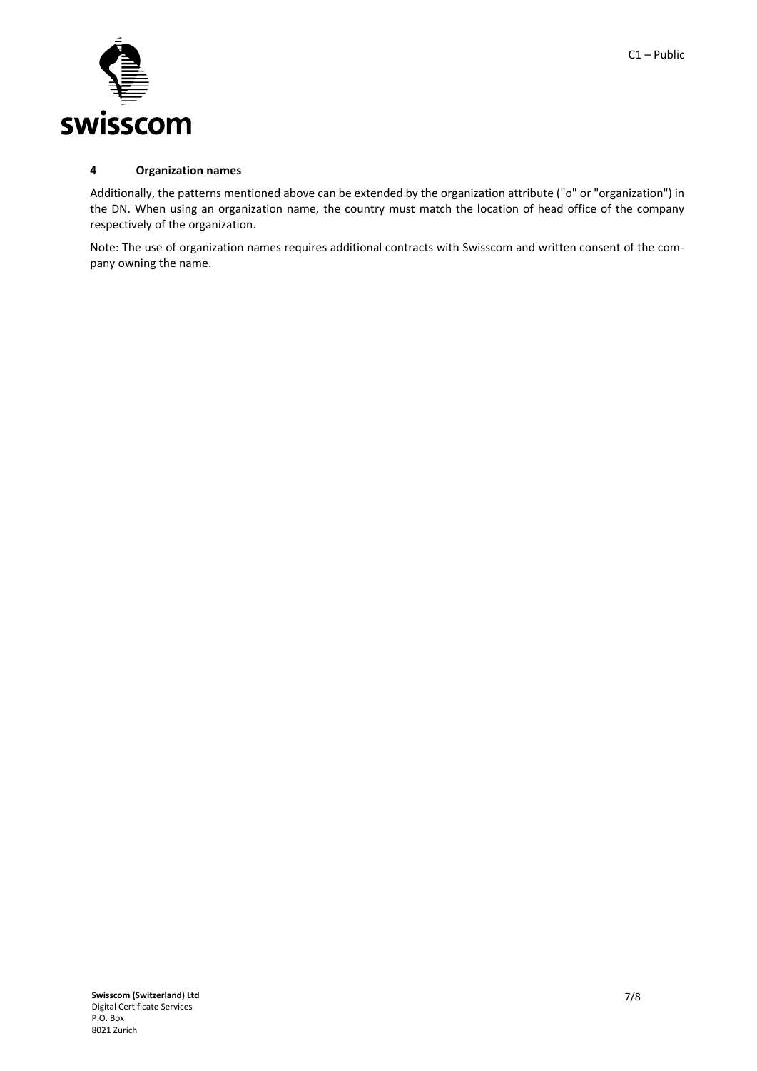## 4 Organization names

Additionally, the patterns mentioned above can be extended by the organization attribute ("o" or "organization") in the DN. When using an organization name, the country must match the location of head office of the company respectively of the organization.

Note: The use of organization names requires additional contracts with Swisscom and written consent of the company owning the name.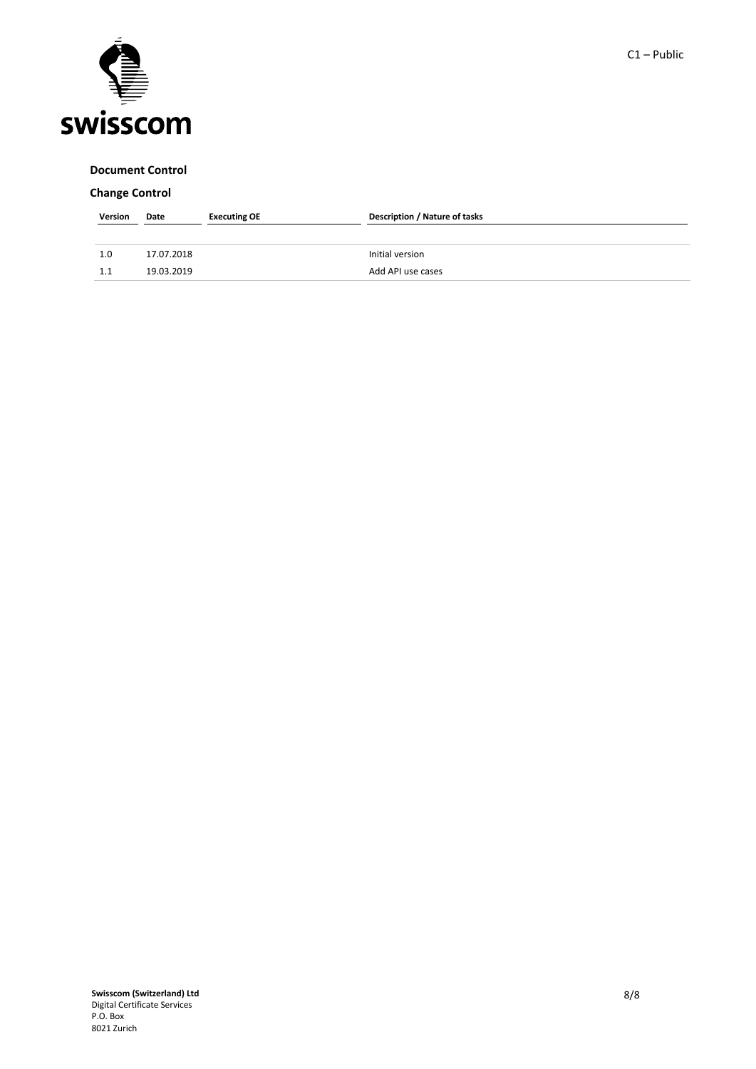## Document Control

### Change Control

| Version | Date | Executing OE | Description / Nature of tasks |
|---|---|---|---|
| | | | |
| 1.0 | 17.07.2018 | | Initial version |
| 1.1 | 19.03.2019 | | Add API use cases |

**Swisscom (Switzerland) Ltd**
Digital Certificate Services
P.O. Box
8021 Zurich